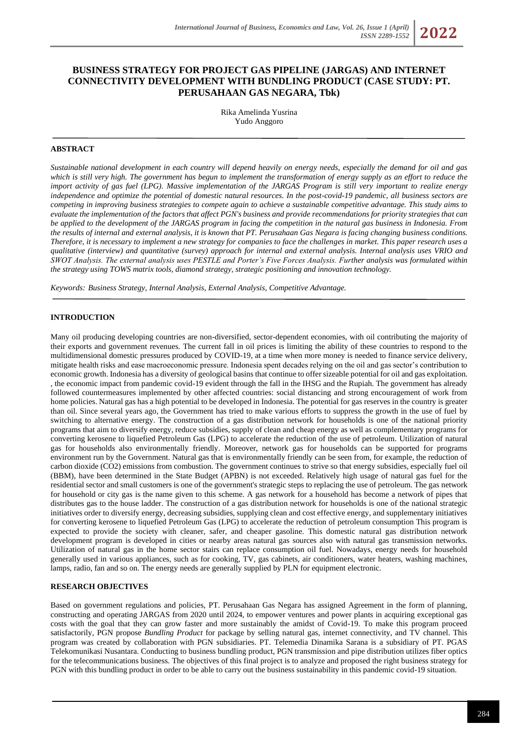# BUSINESS STRATEGY FOR PROJECT GAS PIPELINE (JARGAS) AND INTERNET CONNECTIVITY DEVELOPMENT WITH BUNDLING PRODUCT (CASE STUDY: PT. PERUSAHAAN GAS NEGARA, Tbk)

Rika Amelinda Yusrina
Yudo Anggoro

## ABSTRACT

*Sustainable national development in each country will depend heavily on energy needs, especially the demand for oil and gas which is still very high. The government has begun to implement the transformation of energy supply as an effort to reduce the import activity of gas fuel (LPG). Massive implementation of the JARGAS Program is still very important to realize energy independence and optimize the potential of domestic natural resources. In the post-covid-19 pandemic, all business sectors are competing in improving business strategies to compete again to achieve a sustainable competitive advantage. This study aims to evaluate the implementation of the factors that affect PGN's business and provide recommendations for priority strategies that can be applied to the development of the JARGAS program in facing the competition in the natural gas business in Indonesia. From the results of internal and external analysis, it is known that PT. Perusahaan Gas Negara is facing changing business conditions. Therefore, it is necessary to implement a new strategy for companies to face the challenges in market. This paper research uses a qualitative (interview) and quantitative (survey) approach for internal and external analysis. Internal analysis uses VRIO and SWOT Analysis. The external analysis uses PESTLE and Porter's Five Forces Analysis. Further analysis was formulated within the strategy using TOWS matrix tools, diamond strategy, strategic positioning and innovation technology.*

*Keywords: Business Strategy, Internal Analysis, External Analysis, Competitive Advantage.*

## INTRODUCTION

Many oil producing developing countries are non-diversified, sector-dependent economies, with oil contributing the majority of their exports and government revenues. The current fall in oil prices is limiting the ability of these countries to respond to the multidimensional domestic pressures produced by COVID-19, at a time when more money is needed to finance service delivery, mitigate health risks and ease macroeconomic pressure. Indonesia spent decades relying on the oil and gas sector's contribution to economic growth. Indonesia has a diversity of geological basins that continue to offer sizeable potential for oil and gas exploitation. , the economic impact from pandemic covid-19 evident through the fall in the IHSG and the Rupiah. The government has already followed countermeasures implemented by other affected countries: social distancing and strong encouragement of work from home policies. Natural gas has a high potential to be developed in Indonesia. The potential for gas reserves in the country is greater than oil. Since several years ago, the Government has tried to make various efforts to suppress the growth in the use of fuel by switching to alternative energy. The construction of a gas distribution network for households is one of the national priority programs that aim to diversify energy, reduce subsidies, supply of clean and cheap energy as well as complementary programs for converting kerosene to liquefied Petroleum Gas (LPG) to accelerate the reduction of the use of petroleum. Utilization of natural gas for households also environmentally friendly. Moreover, network gas for households can be supported for programs environment run by the Government. Natural gas that is environmentally friendly can be seen from, for example, the reduction of carbon dioxide ($CO_2$) emissions from combustion. The government continues to strive so that energy subsidies, especially fuel oil (BBM), have been determined in the State Budget (APBN) is not exceeded. Relatively high usage of natural gas fuel for the residential sector and small customers is one of the government's strategic steps to replacing the use of petroleum. The gas network for household or city gas is the name given to this scheme. A gas network for a household has become a network of pipes that distributes gas to the house ladder. The construction of a gas distribution network for households is one of the national strategic initiatives order to diversify energy, decreasing subsidies, supplying clean and cost effective energy, and supplementary initiatives for converting kerosene to liquefied Petroleum Gas (LPG) to accelerate the reduction of petroleum consumption This program is expected to provide the society with cleaner, safer, and cheaper gasoline. This domestic natural gas distribution network development program is developed in cities or nearby areas natural gas sources also with natural gas transmission networks. Utilization of natural gas in the home sector stairs can replace consumption oil fuel. Nowadays, energy needs for household generally used in various appliances, such as for cooking, TV, gas cabinets, air conditioners, water heaters, washing machines, lamps, radio, fan and so on. The energy needs are generally supplied by PLN for equipment electronic.

## RESEARCH OBJECTIVES

Based on government regulations and policies, PT. Perusahaan Gas Negara has assigned Agreement in the form of planning, constructing and operating JARGAS from 2020 until 2024, to empower ventures and power plants in acquiring exceptional gas costs with the goal that they can grow faster and more sustainably the amidst of Covid-19. To make this program proceed satisfactorily, PGN propose *Bundling Product* for package by selling natural gas, internet connectivity, and TV channel. This program was created by collaboration with PGN subsidiaries. PT. Telemedia Dinamika Sarana is a subsidiary of PT. PGAS Telekomunikasi Nusantara. Conducting to business bundling product, PGN transmission and pipe distribution utilizes fiber optics for the telecommunications business. The objectives of this final project is to analyze and proposed the right business strategy for PGN with this bundling product in order to be able to carry out the business sustainability in this pandemic covid-19 situation.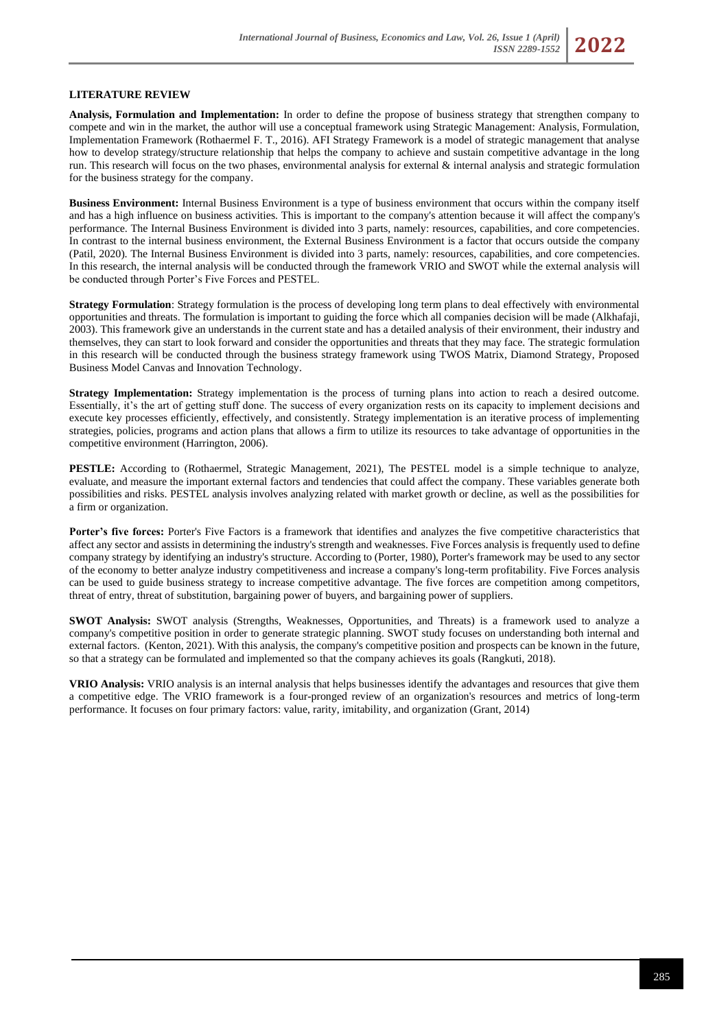## LITERATURE REVIEW

**Analysis, Formulation and Implementation:** In order to define the propose of business strategy that strengthen company to compete and win in the market, the author will use a conceptual framework using Strategic Management: Analysis, Formulation, Implementation Framework (Rothaermel F. T., 2016). AFI Strategy Framework is a model of strategic management that analyse how to develop strategy/structure relationship that helps the company to achieve and sustain competitive advantage in the long run. This research will focus on the two phases, environmental analysis for external & internal analysis and strategic formulation for the business strategy for the company.

**Business Environment:** Internal Business Environment is a type of business environment that occurs within the company itself and has a high influence on business activities. This is important to the company's attention because it will affect the company's performance. The Internal Business Environment is divided into 3 parts, namely: resources, capabilities, and core competencies. In contrast to the internal business environment, the External Business Environment is a factor that occurs outside the company (Patil, 2020). The Internal Business Environment is divided into 3 parts, namely: resources, capabilities, and core competencies. In this research, the internal analysis will be conducted through the framework VRIO and SWOT while the external analysis will be conducted through Porter's Five Forces and PESTEL.

**Strategy Formulation**: Strategy formulation is the process of developing long term plans to deal effectively with environmental opportunities and threats. The formulation is important to guiding the force which all companies decision will be made (Alkhafaji, 2003). This framework give an understands in the current state and has a detailed analysis of their environment, their industry and themselves, they can start to look forward and consider the opportunities and threats that they may face. The strategic formulation in this research will be conducted through the business strategy framework using TWOS Matrix, Diamond Strategy, Proposed Business Model Canvas and Innovation Technology.

**Strategy Implementation:** Strategy implementation is the process of turning plans into action to reach a desired outcome. Essentially, it's the art of getting stuff done. The success of every organization rests on its capacity to implement decisions and execute key processes efficiently, effectively, and consistently. Strategy implementation is an iterative process of implementing strategies, policies, programs and action plans that allows a firm to utilize its resources to take advantage of opportunities in the competitive environment (Harrington, 2006).

**PESTLE:** According to (Rothaermel, Strategic Management, 2021), The PESTEL model is a simple technique to analyze, evaluate, and measure the important external factors and tendencies that could affect the company. These variables generate both possibilities and risks. PESTEL analysis involves analyzing related with market growth or decline, as well as the possibilities for a firm or organization.

**Porter's five forces:** Porter's Five Factors is a framework that identifies and analyzes the five competitive characteristics that affect any sector and assists in determining the industry's strength and weaknesses. Five Forces analysis is frequently used to define company strategy by identifying an industry's structure. According to (Porter, 1980), Porter's framework may be used to any sector of the economy to better analyze industry competitiveness and increase a company's long-term profitability. Five Forces analysis can be used to guide business strategy to increase competitive advantage. The five forces are competition among competitors, threat of entry, threat of substitution, bargaining power of buyers, and bargaining power of suppliers.

**SWOT Analysis:** SWOT analysis (Strengths, Weaknesses, Opportunities, and Threats) is a framework used to analyze a company's competitive position in order to generate strategic planning. SWOT study focuses on understanding both internal and external factors. (Kenton, 2021). With this analysis, the company's competitive position and prospects can be known in the future, so that a strategy can be formulated and implemented so that the company achieves its goals (Rangkuti, 2018).

**VRIO Analysis:** VRIO analysis is an internal analysis that helps businesses identify the advantages and resources that give them a competitive edge. The VRIO framework is a four-pronged review of an organization's resources and metrics of long-term performance. It focuses on four primary factors: value, rarity, imitability, and organization (Grant, 2014)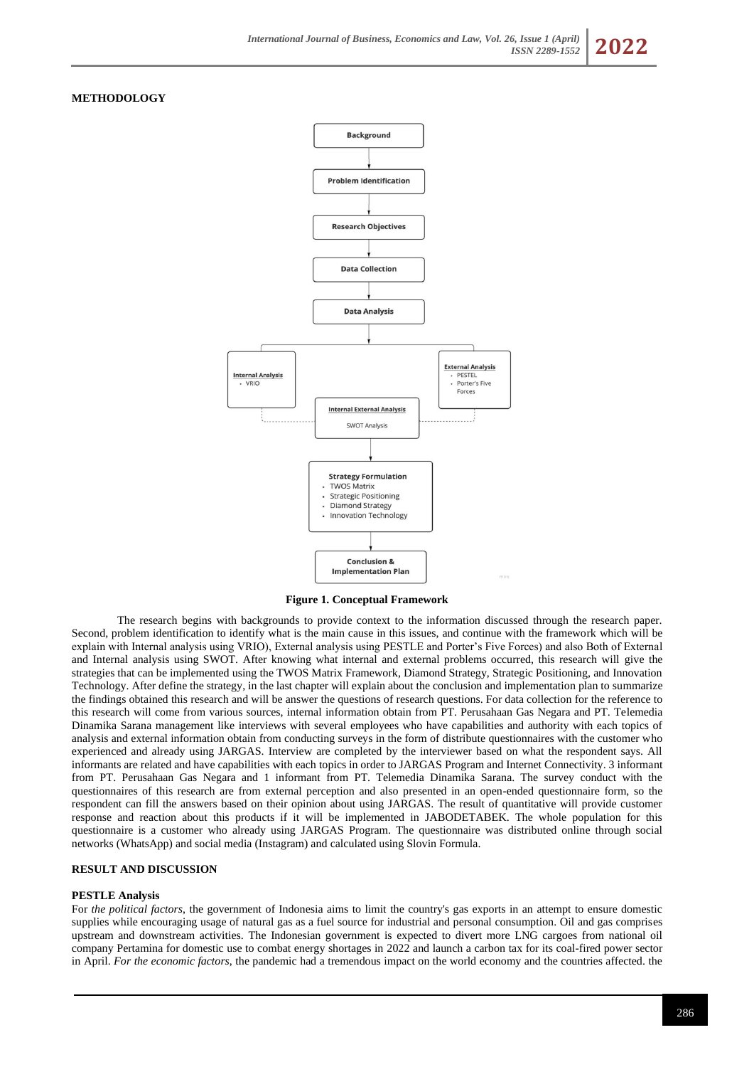## METHODOLOGY

Figure 1. Conceptual Framework

The research begins with backgrounds to provide context to the information discussed through the research paper. Second, problem identification to identify what is the main cause in this issues, and continue with the framework which will be explain with Internal analysis using VRIO), External analysis using PESTLE and Porter's Five Forces) and also Both of External and Internal analysis using SWOT. After knowing what internal and external problems occurred, this research will give the strategies that can be implemented using the TWOS Matrix Framework, Diamond Strategy, Strategic Positioning, and Innovation Technology. After define the strategy, in the last chapter will explain about the conclusion and implementation plan to summarize the findings obtained this research and will be answer the questions of research questions. For data collection for the reference to this research will come from various sources, internal information obtain from PT. Perusahaan Gas Negara and PT. Telemedia Dinamika Sarana management like interviews with several employees who have capabilities and authority with each topics of analysis and external information obtain from conducting surveys in the form of distribute questionnaires with the customer who experienced and already using JARGAS. Interview are completed by the interviewer based on what the respondent says. All informants are related and have capabilities with each topics in order to JARGAS Program and Internet Connectivity. 3 informant from PT. Perusahaan Gas Negara and 1 informant from PT. Telemedia Dinamika Sarana. The survey conduct with the questionnaires of this research are from external perception and also presented in an open-ended questionnaire form, so the respondent can fill the answers based on their opinion about using JARGAS. The result of quantitative will provide customer response and reaction about this products if it will be implemented in JABODETABEK. The whole population for this questionnaire is a customer who already using JARGAS Program. The questionnaire was distributed online through social networks (WhatsApp) and social media (Instagram) and calculated using Slovin Formula.

## RESULT AND DISCUSSION

### PESTLE Analysis

For *the political factors*, the government of Indonesia aims to limit the country's gas exports in an attempt to ensure domestic supplies while encouraging usage of natural gas as a fuel source for industrial and personal consumption. Oil and gas comprises upstream and downstream activities. The Indonesian government is expected to divert more LNG cargoes from national oil company Pertamina for domestic use to combat energy shortages in 2022 and launch a carbon tax for its coal-fired power sector in April. *For the economic factors,* the pandemic had a tremendous impact on the world economy and the countries affected. the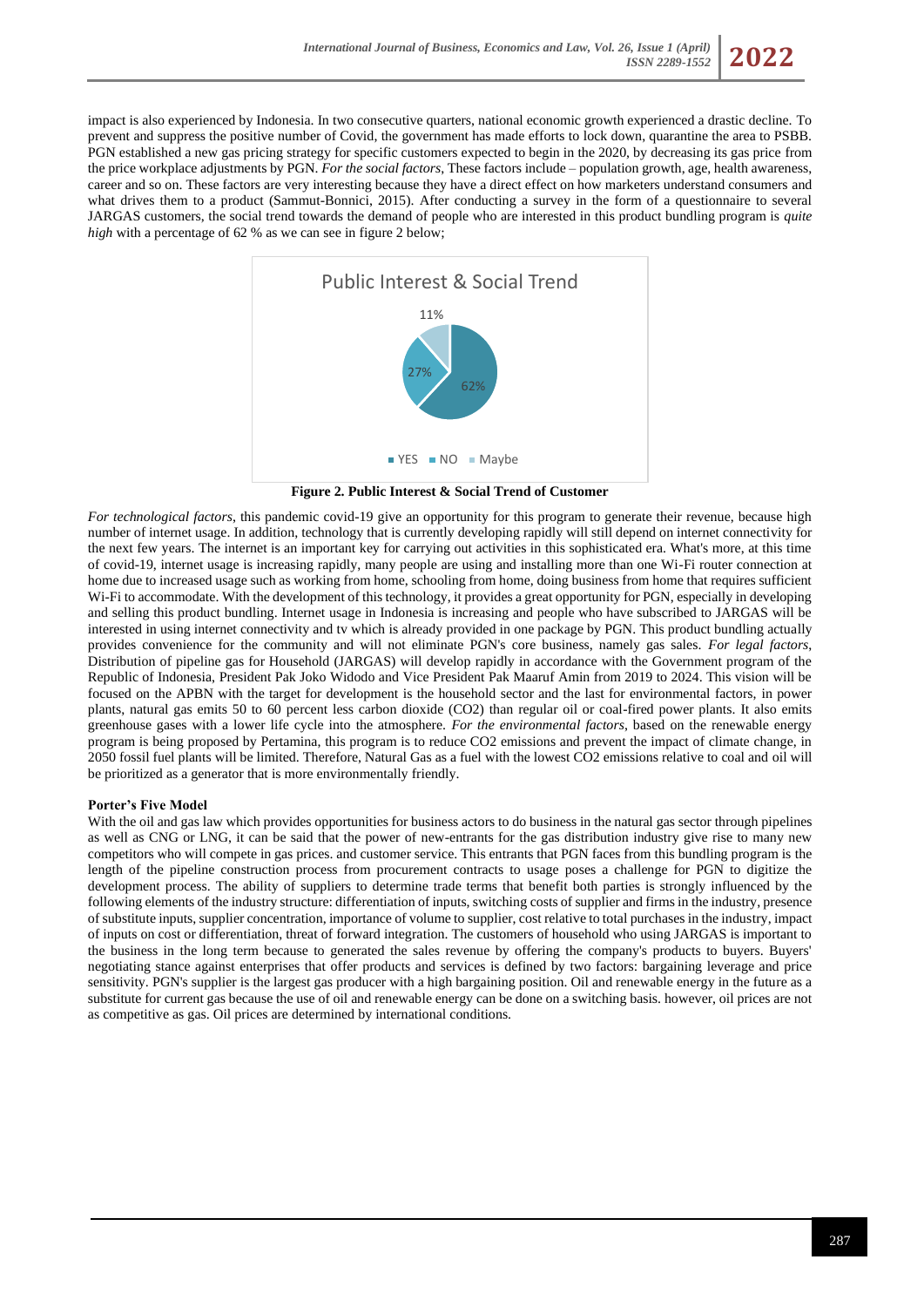impact is also experienced by Indonesia. In two consecutive quarters, national economic growth experienced a drastic decline. To prevent and suppress the positive number of Covid, the government has made efforts to lock down, quarantine the area to PSBB. PGN established a new gas pricing strategy for specific customers expected to begin in the 2020, by decreasing its gas price from the price workplace adjustments by PGN. *For the social factors*, These factors include – population growth, age, health awareness, career and so on. These factors are very interesting because they have a direct effect on how marketers understand consumers and what drives them to a product (Sammut-Bonnici, 2015). After conducting a survey in the form of a questionnaire to several JARGAS customers, the social trend towards the demand of people who are interested in this product bundling program is *quite high* with a percentage of 62 % as we can see in figure 2 below;

**Figure 2. Public Interest & Social Trend of Customer**

*For technological factors*, this pandemic covid-19 give an opportunity for this program to generate their revenue, because high number of internet usage. In addition, technology that is currently developing rapidly will still depend on internet connectivity for the next few years. The internet is an important key for carrying out activities in this sophisticated era. What's more, at this time of covid-19, internet usage is increasing rapidly, many people are using and installing more than one Wi-Fi router connection at home due to increased usage such as working from home, schooling from home, doing business from home that requires sufficient Wi-Fi to accommodate. With the development of this technology, it provides a great opportunity for PGN, especially in developing and selling this product bundling. Internet usage in Indonesia is increasing and people who have subscribed to JARGAS will be interested in using internet connectivity and tv which is already provided in one package by PGN. This product bundling actually provides convenience for the community and will not eliminate PGN's core business, namely gas sales. *For legal factors*, Distribution of pipeline gas for Household (JARGAS) will develop rapidly in accordance with the Government program of the Republic of Indonesia, President Pak Joko Widodo and Vice President Pak Maaruf Amin from 2019 to 2024. This vision will be focused on the APBN with the target for development is the household sector and the last for environmental factors, in power plants, natural gas emits 50 to 60 percent less carbon dioxide ($CO_2$) than regular oil or coal-fired power plants. It also emits greenhouse gases with a lower life cycle into the atmosphere. *For the environmental factors*, based on the renewable energy program is being proposed by Pertamina, this program is to reduce $CO_2$ emissions and prevent the impact of climate change, in 2050 fossil fuel plants will be limited. Therefore, Natural Gas as a fuel with the lowest $CO_2$ emissions relative to coal and oil will be prioritized as a generator that is more environmentally friendly.

**Porter's Five Model**

With the oil and gas law which provides opportunities for business actors to do business in the natural gas sector through pipelines as well as CNG or LNG, it can be said that the power of new-entrants for the gas distribution industry give rise to many new competitors who will compete in gas prices. and customer service. This entrants that PGN faces from this bundling program is the length of the pipeline construction process from procurement contracts to usage poses a challenge for PGN to digitize the development process. The ability of suppliers to determine trade terms that benefit both parties is strongly influenced by the following elements of the industry structure: differentiation of inputs, switching costs of supplier and firms in the industry, presence of substitute inputs, supplier concentration, importance of volume to supplier, cost relative to total purchases in the industry, impact of inputs on cost or differentiation, threat of forward integration. The customers of household who using JARGAS is important to the business in the long term because to generated the sales revenue by offering the company's products to buyers. Buyers' negotiating stance against enterprises that offer products and services is defined by two factors: bargaining leverage and price sensitivity. PGN's supplier is the largest gas producer with a high bargaining position. Oil and renewable energy in the future as a substitute for current gas because the use of oil and renewable energy can be done on a switching basis. however, oil prices are not as competitive as gas. Oil prices are determined by international conditions.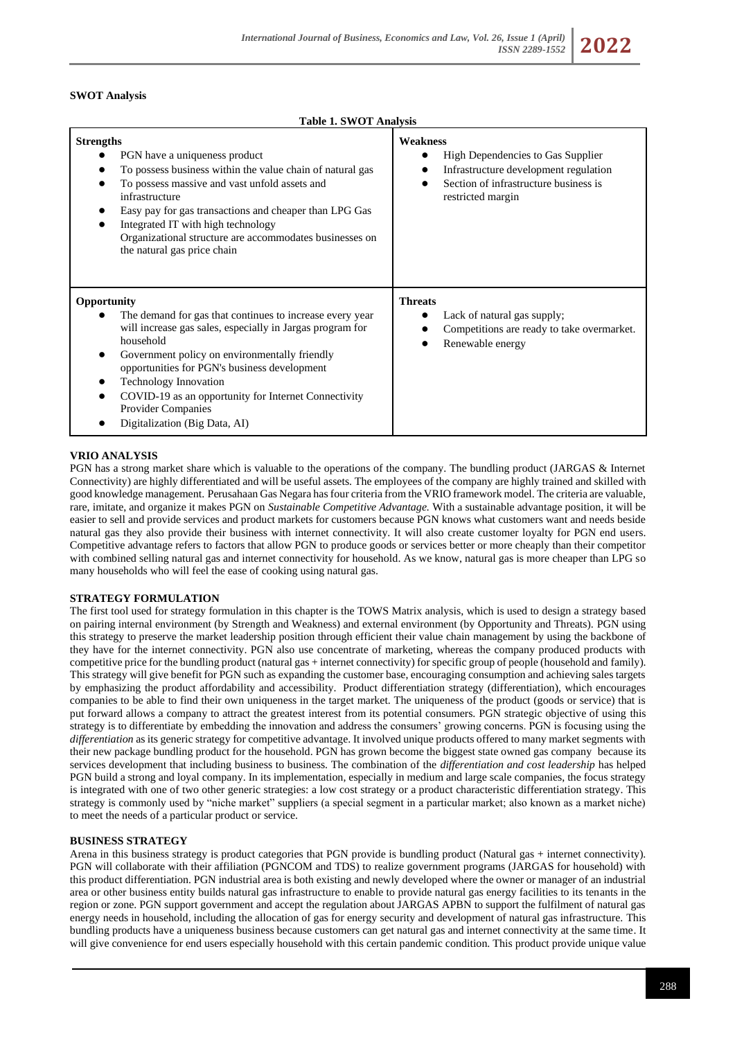**SWOT Analysis**

**Table 1. SWOT Analysis**

| **Strengths** | **Weakness** |
|---|---|
| • PGN have a uniqueness product<br>• To possess business within the value chain of natural gas<br>• To possess massive and vast unfold assets and infrastructure<br>• Easy pay for gas transactions and cheaper than LPG Gas<br>• Integrated IT with high technology<br>Organizational structure are accommodates businesses on the natural gas price chain | • High Dependencies to Gas Supplier<br>• Infrastructure development regulation<br>• Section of infrastructure business is restricted margin |
| **Opportunity** | **Threats** |
| • The demand for gas that continues to increase every year will increase gas sales, especially in Jargas program for household<br>• Government policy on environmentally friendly opportunities for PGN's business development<br>• Technology Innovation<br>• COVID-19 as an opportunity for Internet Connectivity Provider Companies<br>• Digitalization (Big Data, AI) | • Lack of natural gas supply;<br>• Competitions are ready to take overmarket.<br>• Renewable energy |

**VRIO ANALYSIS**

PGN has a strong market share which is valuable to the operations of the company. The bundling product (JARGAS & Internet Connectivity) are highly differentiated and will be useful assets. The employees of the company are highly trained and skilled with good knowledge management. Perusahaan Gas Negara has four criteria from the VRIO framework model. The criteria are valuable, rare, imitate, and organize it makes PGN on *Sustainable Competitive Advantage.* With a sustainable advantage position, it will be easier to sell and provide services and product markets for customers because PGN knows what customers want and needs beside natural gas they also provide their business with internet connectivity. It will also create customer loyalty for PGN end users. Competitive advantage refers to factors that allow PGN to produce goods or services better or more cheaply than their competitor with combined selling natural gas and internet connectivity for household. As we know, natural gas is more cheaper than LPG so many households who will feel the ease of cooking using natural gas.

**STRATEGY FORMULATION**

The first tool used for strategy formulation in this chapter is the TOWS Matrix analysis, which is used to design a strategy based on pairing internal environment (by Strength and Weakness) and external environment (by Opportunity and Threats). PGN using this strategy to preserve the market leadership position through efficient their value chain management by using the backbone of they have for the internet connectivity. PGN also use concentrate of marketing, whereas the company produced products with competitive price for the bundling product (natural gas + internet connectivity) for specific group of people (household and family). This strategy will give benefit for PGN such as expanding the customer base, encouraging consumption and achieving sales targets by emphasizing the product affordability and accessibility. Product differentiation strategy (differentiation), which encourages companies to be able to find their own uniqueness in the target market. The uniqueness of the product (goods or service) that is put forward allows a company to attract the greatest interest from its potential consumers. PGN strategic objective of using this strategy is to differentiate by embedding the innovation and address the consumers' growing concerns. PGN is focusing using the *differentiation* as its generic strategy for competitive advantage. It involved unique products offered to many market segments with their new package bundling product for the household. PGN has grown become the biggest state owned gas company because its services development that including business to business. The combination of the *differentiation and cost leadership* has helped PGN build a strong and loyal company. In its implementation, especially in medium and large scale companies, the focus strategy is integrated with one of two other generic strategies: a low cost strategy or a product characteristic differentiation strategy. This strategy is commonly used by "niche market" suppliers (a special segment in a particular market; also known as a market niche) to meet the needs of a particular product or service.

**BUSINESS STRATEGY**

Arena in this business strategy is product categories that PGN provide is bundling product (Natural gas + internet connectivity). PGN will collaborate with their affiliation (PGNCOM and TDS) to realize government programs (JARGAS for household) with this product differentiation. PGN industrial area is both existing and newly developed where the owner or manager of an industrial area or other business entity builds natural gas infrastructure to enable to provide natural gas energy facilities to its tenants in the region or zone. PGN support government and accept the regulation about JARGAS APBN to support the fulfilment of natural gas energy needs in household, including the allocation of gas for energy security and development of natural gas infrastructure. This bundling products have a uniqueness business because customers can get natural gas and internet connectivity at the same time. It will give convenience for end users especially household with this certain pandemic condition. This product provide unique value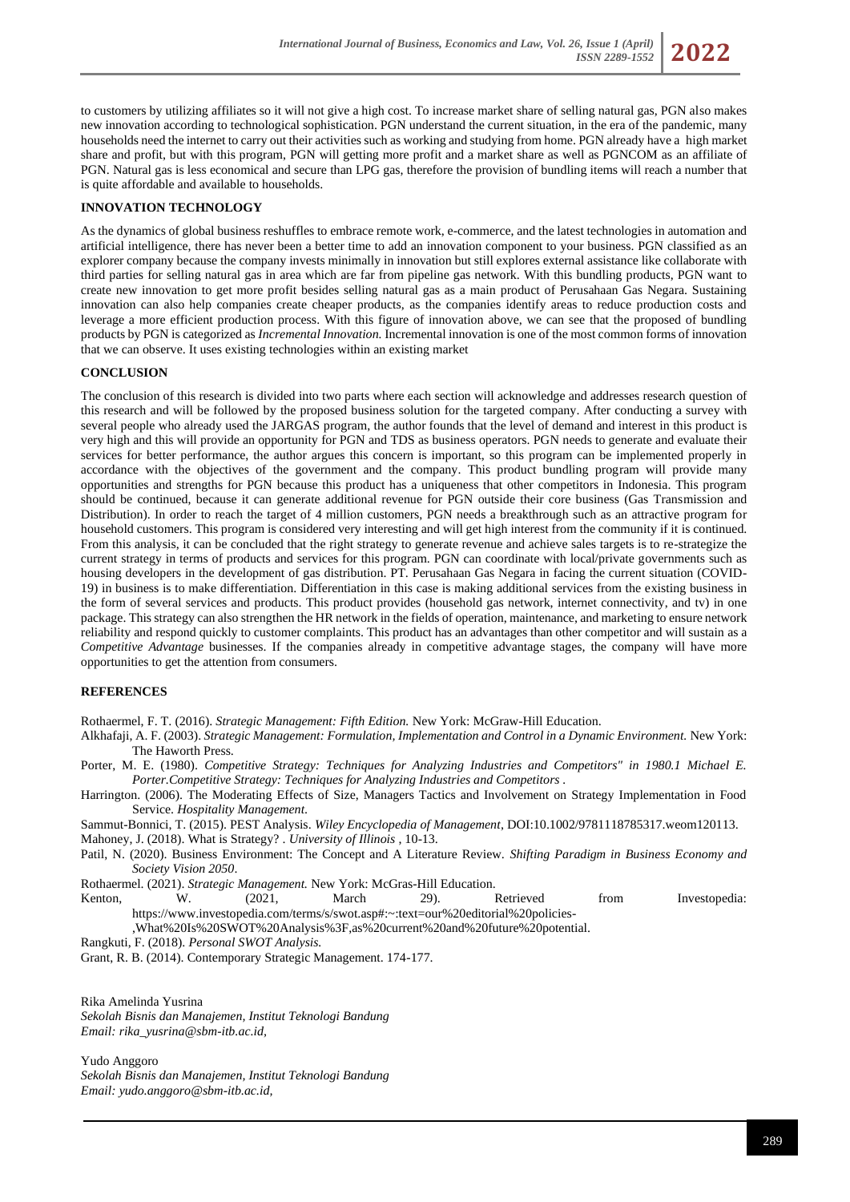to customers by utilizing affiliates so it will not give a high cost. To increase market share of selling natural gas, PGN also makes new innovation according to technological sophistication. PGN understand the current situation, in the era of the pandemic, many households need the internet to carry out their activities such as working and studying from home. PGN already have a high market share and profit, but with this program, PGN will getting more profit and a market share as well as PGNCOM as an affiliate of PGN. Natural gas is less economical and secure than LPG gas, therefore the provision of bundling items will reach a number that is quite affordable and available to households.

## INNOVATION TECHNOLOGY

As the dynamics of global business reshuffles to embrace remote work, e-commerce, and the latest technologies in automation and artificial intelligence, there has never been a better time to add an innovation component to your business. PGN classified as an explorer company because the company invests minimally in innovation but still explores external assistance like collaborate with third parties for selling natural gas in area which are far from pipeline gas network. With this bundling products, PGN want to create new innovation to get more profit besides selling natural gas as a main product of Perusahaan Gas Negara. Sustaining innovation can also help companies create cheaper products, as the companies identify areas to reduce production costs and leverage a more efficient production process. With this figure of innovation above, we can see that the proposed of bundling products by PGN is categorized as *Incremental Innovation.* Incremental innovation is one of the most common forms of innovation that we can observe. It uses existing technologies within an existing market

## CONCLUSION

The conclusion of this research is divided into two parts where each section will acknowledge and addresses research question of this research and will be followed by the proposed business solution for the targeted company. After conducting a survey with several people who already used the JARGAS program, the author founds that the level of demand and interest in this product is very high and this will provide an opportunity for PGN and TDS as business operators. PGN needs to generate and evaluate their services for better performance, the author argues this concern is important, so this program can be implemented properly in accordance with the objectives of the government and the company. This product bundling program will provide many opportunities and strengths for PGN because this product has a uniqueness that other competitors in Indonesia. This program should be continued, because it can generate additional revenue for PGN outside their core business (Gas Transmission and Distribution). In order to reach the target of 4 million customers, PGN needs a breakthrough such as an attractive program for household customers. This program is considered very interesting and will get high interest from the community if it is continued. From this analysis, it can be concluded that the right strategy to generate revenue and achieve sales targets is to re-strategize the current strategy in terms of products and services for this program. PGN can coordinate with local/private governments such as housing developers in the development of gas distribution. PT. Perusahaan Gas Negara in facing the current situation (COVID-19) in business is to make differentiation. Differentiation in this case is making additional services from the existing business in the form of several services and products. This product provides (household gas network, internet connectivity, and tv) in one package. This strategy can also strengthen the HR network in the fields of operation, maintenance, and marketing to ensure network reliability and respond quickly to customer complaints. This product has an advantages than other competitor and will sustain as a *Competitive Advantage* businesses. If the companies already in competitive advantage stages, the company will have more opportunities to get the attention from consumers.

## REFERENCES

Rothaermel, F. T. (2016). *Strategic Management: Fifth Edition.* New York: McGraw-Hill Education.

Alkhafaji, A. F. (2003). *Strategic Management: Formulation, Implementation and Control in a Dynamic Environment.* New York: The Haworth Press.

Porter, M. E. (1980). *Competitive Strategy: Techniques for Analyzing Industries and Competitors" in 1980.1 Michael E. Porter.Competitive Strategy: Techniques for Analyzing Industries and Competitors .*

Harrington. (2006). The Moderating Effects of Size, Managers Tactics and Involvement on Strategy Implementation in Food Service. *Hospitality Management.*

Sammut-Bonnici, T. (2015). PEST Analysis. *Wiley Encyclopedia of Management*, DOI:10.1002/9781118785317.weom120113.

Mahoney, J. (2018). What is Strategy? . *University of Illinois* , 10-13.

Patil, N. (2020). Business Environment: The Concept and A Literature Review. *Shifting Paradigm in Business Economy and Society Vision 2050*.

Rothaermel. (2021). *Strategic Management.* New York: McGras-Hill Education.

Kenton, W. (2021, March 29). Retrieved from Investopedia: https://www.investopedia.com/terms/s/swot.asp#:~:text=our%20editorial%20policies-,What%20Is%20SWOT%20Analysis%3F,as%20current%20and%20future%20potential.

Rangkuti, F. (2018). *Personal SWOT Analysis.*

Grant, R. B. (2014). Contemporary Strategic Management. 174-177.

Rika Amelinda Yusrina
*Sekolah Bisnis dan Manajemen, Institut Teknologi Bandung*
*Email: rika_yusrina@sbm-itb.ac.id,*

Yudo Anggoro
*Sekolah Bisnis dan Manajemen, Institut Teknologi Bandung*
*Email: yudo.anggoro@sbm-itb.ac.id,*